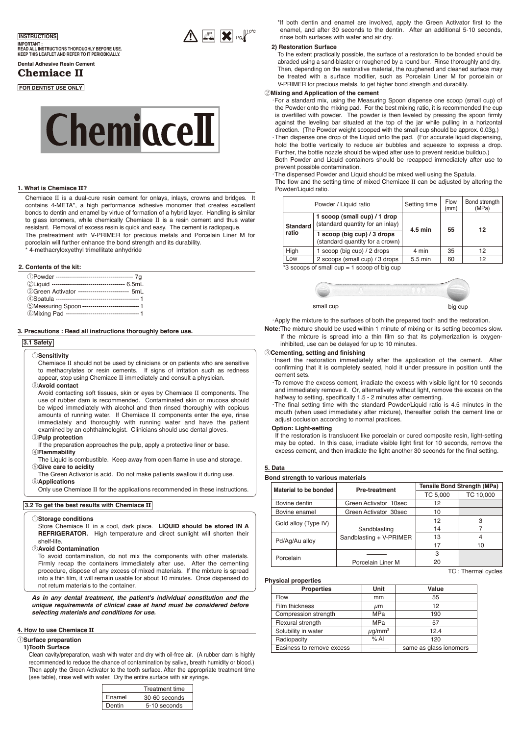**INSTRUCTIONS**

**IMPORTANT :**
**READ ALL INSTRUCTIONS THOROUGHLY BEFORE USE.**
**KEEP THIS LEAFLET AND REFER TO IT PERIODICALLY.**

**Dental Adhesive Resin Cement**

# Chemiace II

**FOR DENTIST USE ONLY**

Chemiace II

## 1. What is Chemiace II?

Chemiace II is a dual-cure resin cement for onlays, inlays, crowns and bridges. It contains 4-META*, a high performance adhesive monomer that creates excellent bonds to dentin and enamel by virtue of formation of a hybrid layer. Handling is similar to glass ionomers, while chemically Chemiace II is a resin cement and thus water resistant. Removal of excess resin is quick and easy. The cement is radiopaque.
The pretreatment with V-PRIMER for precious metals and Porcelain Liner M for porcelain will further enhance the bond strength and its durability.
\* 4-methacryloxyethyl trimellitate anhydride

## 2. Contents of the kit:

①Powder ------------------------------------- 7g
②Liquid ----------------------------------- 6.5mL
③Green Activator ------------------------- 5mL
④Spatula ---------------------------------------- 1
⑤Measuring Spoon --------------------------- 1
⑥Mixing Pad ------------------------------------ 1

## 3. Precautions : Read all instructions thoroughly before use.

### 3.1 Safety

①**Sensitivity**
Chemiace II should not be used by clinicians or on patients who are sensitive to methacrylates or resin cements. If signs of irritation such as redness appear, stop using Chemiace II immediately and consult a physician.

②**Avoid contact**
Avoid contacting soft tissues, skin or eyes by Chemiace II components. The use of rubber dam is recommended. Contaminated skin or mucosa should be wiped immediately with alcohol and then rinsed thoroughly with copious amounts of running water. If Chemiace II components enter the eye, rinse immediately and thoroughly with running water and have the patient examined by an ophthalmologist. Clinicians should use dental gloves.

③**Pulp protection**
If the preparation approaches the pulp, apply a protective liner or base.

④**Flammability**
The Liquid is combustible. Keep away from open flame in use and storage.

⑤**Give care to acidity**
The Green Activator is acid. Do not make patients swallow it during use.

⑥**Applications**
Only use Chemiace II for the applications recommended in these instructions.

### 3.2 To get the best results with Chemiace II

①**Storage conditions**
Store Chemiace II in a cool, dark place. **LIQUID should be stored IN A REFRIGERATOR.** High temperature and direct sunlight will shorten their shelf-life.

②**Avoid Contamination**
To avoid contamination, do not mix the components with other materials. Firmly recap the containers immediately after use. After the cementing procedure, dispose of any excess of mixed materials. If the mixture is spread into a thin film, it will remain usable for about 10 minutes. Once dispensed do not return materials to the container.

***As in any dental treatment, the patient's individual constitution and the unique requirements of clinical case at hand must be considered before selecting materials and conditions for use.***

## 4. How to use Chemiace II

①**Surface preparation**

**1) Tooth Surface**

Clean cavity/preparation, wash with water and dry with oil-free air. (A rubber dam is highly recommended to reduce the chance of contamination by saliva, breath humidity or blood.) Then apply the Green Activator to the tooth surface. After the appropriate treatment time (see table), rinse well with water. Dry the entire surface with air syringe.

| | Treatment time |
|---|---|
| Enamel | 30-60 seconds |
| Dentin | 5-10 seconds |

\*If both dentin and enamel are involved, apply the Green Activator first to the enamel, and after 30 seconds to the dentin. After an additional 5-10 seconds, rinse both surfaces with water and air dry.

**2) Restoration Surface**

To the extent practically possible, the surface of a restoration to be bonded should be abraded using a sand-blaster or roughened by a round bur. Rinse thoroughly and dry. Then, depending on the restorative material, the roughened and cleaned surface may be treated with a surface modifier, such as Porcelain Liner M for porcelain or V-PRIMER for precious metals, to get higher bond strength and durability.

②**Mixing and Application of the cement**

- For a standard mix, using the Measuring Spoon dispense one scoop (small cup) of the Powder onto the mixing pad. For the best mixing ratio, it is recommended the cup is overfilled with powder. The powder is then leveled by pressing the spoon firmly against the leveling bar situated at the top of the jar while pulling in a horizontal direction. (The Powder weight scooped with the small cup should be approx. 0.03g.)
- Then dispense one drop of the Liquid onto the pad. (For accurate liquid dispensing, hold the bottle vertically to reduce air bubbles and squeeze to express a drop. Further, the bottle nozzle should be wiped after use to prevent residue buildup.)
  Both Powder and Liquid containers should be recapped immediately after use to prevent possible contamination.
- The dispensed Powder and Liquid should be mixed well using the Spatula.
  The flow and the setting time of mixed Chemiace II can be adjusted by altering the Powder/Liquid ratio.

| Powder / Liquid ratio | | Setting time | Flow (mm) | Bond strength (MPa) |
|---|---|---|---|---|
| Standard ratio | 1 scoop (small cup) / 1 drop (standard quantity for an inlay) | 4.5 min | 55 | 12 |
| | 1 scoop (big cup) / 3 drops (standard quantity for a crown) | | | |
| High | 1 scoop (big cup) / 2 drops | 4 min | 35 | 12 |
| Low | 2 scoops (small cup) / 3 drops | 5.5 min | 60 | 12 |

\*3 scoops of small cup = 1 scoop of big cup

small cup    big cup

- Apply the mixture to the surfaces of both the prepared tooth and the restoration.

**Note:** The mixture should be used within 1 minute of mixing or its setting becomes slow. If the mixture is spread into a thin film so that its polymerization is oxygen-inhibited, use can be delayed for up to 10 minutes.

③**Cementing, setting and finishing**

- Insert the restoration immediately after the application of the cement. After confirming that it is completely seated, hold it under pressure in position until the cement sets.
- To remove the excess cement, irradiate the excess with visible light for 10 seconds and immediately remove it. Or, alternatively without light, remove the excess on the halfway to setting, specifically 1.5 - 2 minutes after cementing.
- The final setting time with the standard Powder/Liquid ratio is 4.5 minutes in the mouth (when used immediately after mixture), thereafter polish the cement line or adjust occlusion according to normal practices.

**Option: Light-setting**

If the restoration is translucent like porcelain or cured composite resin, light-setting may be opted. In this case, irradiate visible light first for 10 seconds, remove the excess cement, and then irradiate the light another 30 seconds for the final setting.

## 5. Data

**Bond strength to various materials**

| Material to be bonded | Pre-treatment | Tensile Bond Strength (MPa) | |
|---|---|---|---|
| | | TC 5,000 | TC 10,000 |
| Bovine dentin | Green Activator 10sec | 12 | |
| Bovine enamel | Green Activator 30sec | 10 | |
| Gold alloy (Type IV) | Sandblasting | 12 | 3 |
| | Sandblasting + V-PRIMER | 14 | 7 |
| Pd/Ag/Au alloy | Sandblasting | 13 | 4 |
| | Sandblasting + V-PRIMER | 17 | 10 |
| Porcelain | ——— | 3 | |
| | Porcelain Liner M | 20 | |

TC : Thermal cycles

**Physical properties**

| Properties | Unit | Value |
|---|---|---|
| Flow | mm | 55 |
| Film thickness | $\mu$m | 12 |
| Compression strength | MPa | 190 |
| Flexural strength | MPa | 57 |
| Solubility in water | $\mu g/mm^3$ | 12.4 |
| Radiopacity | % Al | 120 |
| Easiness to remove excess | ——— | same as glass ionomers |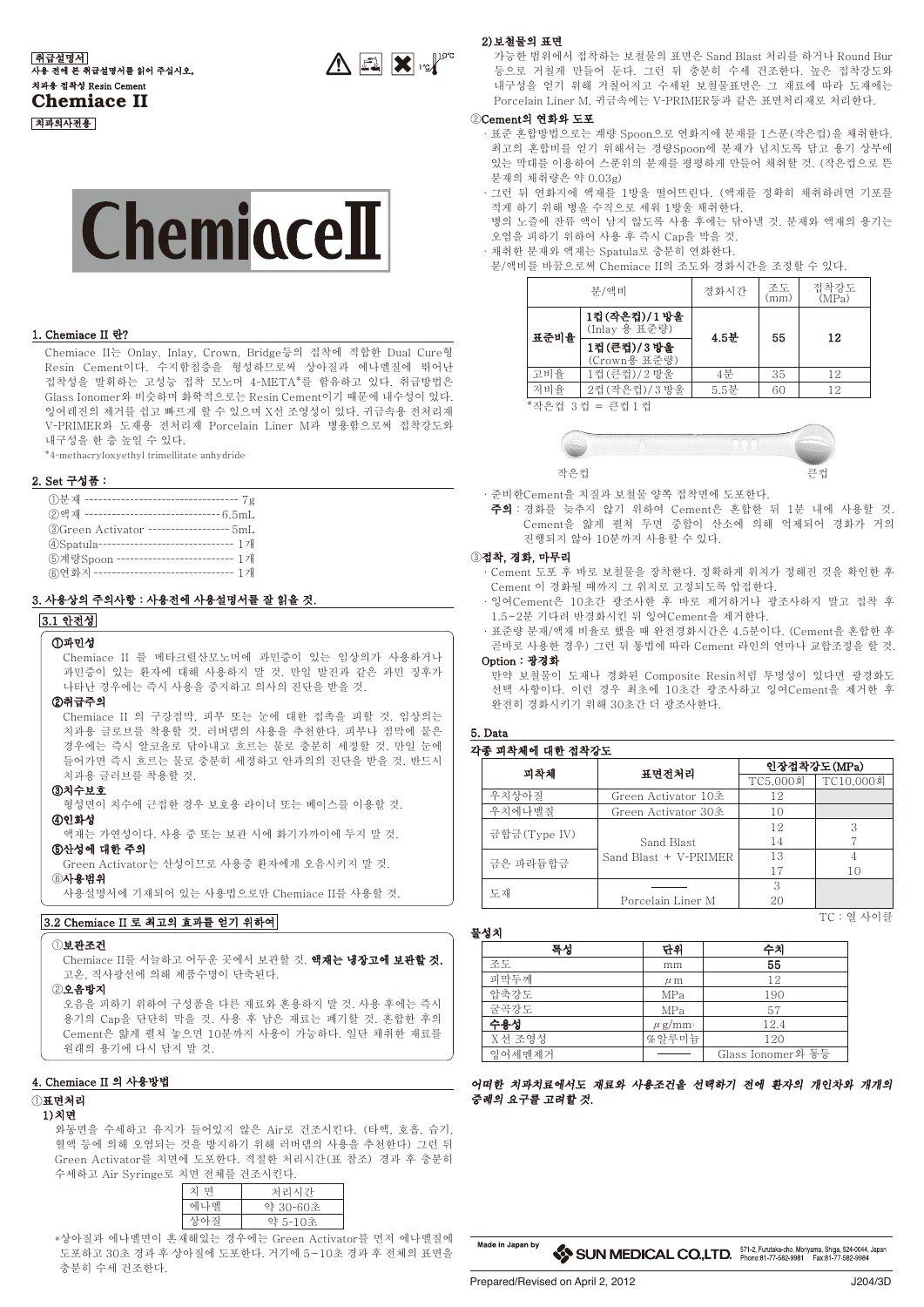취급설명서

사용 전에 본 취급설명서를 읽어 주십시오.

치과용 접착성 Resin Cement

# Chemiace II

치과의사전용

## 1. Chemiace II 란?

Chemiace II는 Onlay, Inlay, Crown, Bridge등의 접착에 적합한 Dual Cure형 Resin Cement이다. 수지함침층을 형성하므로써 상아질과 에나멜질에 뛰어난 접착성을 발휘하는 고성능 접착 모노머 4-META*를 함유하고 있다. 취급방법은 Glass Ionomer와 비슷하며 화학적으로는 Resin Cement이기 때문에 내수성이 있다. 잉여레진의 제거를 쉽고 빠르게 할 수 있으며 X선 조영성이 있다. 귀금속용 전처리재 V-PRIMER와 도재용 전처리재 Porcelain Liner M과 병용함으로써 접착강도와 내구성을 한 층 높일 수 있다.

*4-methacryloxyethyl trimellitate anhydride

## 2. Set 구성품 :

①분재 ---------------------------------- 7g
②액재 ---------------------------------- 6.5mL
③Green Activator ------------------ 5mL
④Spatula------------------------------- 1개
⑤계량Spoon -------------------------- 1개
⑥연화지 -------------------------------- 1개

## 3. 사용상의 주의사항 : 사용전에 사용설명서를 잘 읽을 것.

### 3.1 안전성

**①과민성**

Chemiace II 를 메타크릴산모노머에 과민증이 있는 임상의가 사용하거나 과민증이 있는 환자에 대해 사용하지 말 것. 만일 발진과 같은 과민 징후가 나타난 경우에는 즉시 사용을 중지하고 의사의 진단을 받을 것.

**②취급주의**

Chemiace II 의 구강점막, 피부 또는 눈에 대한 접촉을 피할 것. 임상의는 치과용 글로브를 착용할 것. 러버댐의 사용을 추천한다. 피부나 점막에 묻은 경우에는 즉시 알코올로 닦아내고 흐르는 물로 충분히 세정할 것. 만일 눈에 들어가면 즉시 흐르는 물로 충분히 세정하고 안과의의 진단을 받을 것. 반드시 치과용 글러브를 착용할 것.

**③치수보호**

형성면이 치수에 근접한 경우 보호용 라이너 또는 베이스를 이용할 것.

**④인화성**

액재는 가연성이다. 사용 중 또는 보관 시에 화기가까이에 두지 말 것.

**⑤산성에 대한 주의**

Green Activator는 산성이므로 사용중 환자에게 오음시키지 말 것.

**⑥사용범위**

사용설명서에 기재되어 있는 사용법으로만 Chemiace II를 사용할 것.

### 3.2 Chemiace II 로 최고의 효과를 얻기 위하여

**①보관조건**

Chemiace II를 서늘하고 어두운 곳에서 보관할 것. **액재는 냉장고에 보관할 것.** 고온, 직사광선에 의해 제품수명이 단축된다.

**②오음방지**

오음을 피하기 위하여 구성품을 다른 재료와 혼용하지 말 것. 사용 후에는 즉시 용기의 Cap을 단단히 막을 것. 사용 후 남은 재료는 폐기할 것. 혼합한 후의 Cement은 얇게 펼쳐 놓으면 10분까지 사용이 가능하다. 일단 채취한 재료를 원래의 용기에 다시 담지 말 것.

## 4. Chemiace II 의 사용방법

### ①표면처리

**1)치면**

와동면을 수세하고 유지가 들어있지 않은 Air로 건조시킨다. (타액, 호흡, 습기, 혈액 등에 의해 오염되는 것을 방지하기 위해 러버댐의 사용을 추천한다) 그런 뒤 Green Activator를 치면에 도포한다. 적절한 처리시간(표 참조) 경과 후 충분히 수세하고 Air Syringe로 치면 전체를 건조시킨다.

| 치 면 | 처리시간 |
|---|---|
| 에나멜 | 약 30-60초 |
| 상아질 | 약 5-10초 |

*상아질과 에나멜면이 혼재해있는 경우에는 Green Activator를 먼저 에나멜질에 도포하고 30초 경과 후 상아질에 도포한다. 거기에 5-10초 경과 후 전체의 표면을 충분히 수세 건조한다.

**2)보철물의 표면**

가능한 범위에서 접착하는 보철물의 표면은 Sand Blast 처리를 하거나 Round Bur 등으로 거칠게 만들어 둔다. 그런 뒤 충분히 수세 건조한다. 높은 접착강도와 내구성을 얻기 위해 거칠어지고 수세된 보철물표면은 그 재료에 따라 도재에는 Porcelain Liner M, 귀금속에는 V-PRIMER등과 같은 표면처리재로 처리한다.

### ②Cement의 연화와 도포

- 표준 혼합방법으로는 계량 Spoon으로 연화지에 분재를 1스푼(작은컵)을 채취한다. 최고의 혼합비를 얻기 위해서는 경량Spoon에 분재가 넘치도록 담고 용기 상부에 있는 막대를 이용하여 스푼위의 분재를 평평하게 만들어 채취할 것. (작은컵으로 뜬 분재의 채취량은 약 0.03g)
- 그런 뒤 연화지에 액재를 1방울 떨어뜨린다. (액재를 정확히 채취하려면 기포를 적게 하기 위해 병을 수직으로 세워 1방울 채취한다. 병의 노즐에 잔류 액이 남지 않도록 사용 후에는 닦아낼 것. 분재와 액재의 용기는 오염을 피하기 위하여 사용 후 즉시 Cap을 막을 것.
- 채취한 분재와 액재는 Spatula로 충분히 연화한다.

분/액비를 바꿈으로써 Chemiace II의 조도와 경화시간을 조정할 수 있다.

| 분/액비 | | 경화시간 | 조도 (mm) | 접착강도 (MPa) |
|---|---|---|---|---|
| 표준비율 | 1컵(작은컵)/1방울 (Inlay 용 표준량) | 4.5분 | 55 | 12 |
| | 1컵(큰컵)/3방울 (Crown용 표준량) | | | |
| 고비율 | 1컵(큰컵)/2방울 | 4분 | 35 | 12 |
| 저비율 | 2컵(작은컵)/3방울 | 5.5분 | 60 | 12 |

*작은컵 3컵 = 큰컵 1컵

작은컵　　　　큰컵

- 준비한Cement을 치질과 보철물 양쪽 접착면에 도포한다.

**주의** : 경화를 늦추지 않기 위하여 Cement은 혼합한 뒤 1분 내에 사용할 것. Cement을 얇게 펼쳐 두면 중합이 산소에 의해 억제되어 경화가 거의 진행되지 않아 10분까지 사용할 수 있다.

### ③접착, 경화, 마무리

- Cement 도포 후 바로 보철물을 장착한다. 정확하게 위치가 정해진 것을 확인한 후 Cement 이 경화될 때까지 그 위치로 고정되도록 압접한다.
- 잉여Cement은 10초간 광조사한 후 바로 제거하거나 광조사하지 말고 접착 후 1.5-2분 기다려 반경화시킨 뒤 잉여Cement을 제거한다.
- 표준량 분재/액재 비율로 했을 때 완전경화시간은 4.5분이다. (Cement을 혼합한 후 곧바로 사용한 경우) 그런 뒤 통법에 따라 Cement 라인의 연마나 교합조정을 할 것.

**Option : 광경화**

만약 보철물이 도재나 경화된 Composite Resin처럼 투명성이 있다면 광경화도 선택 사항이다. 이런 경우 처음에 10초간 광조사하고 잉여Cement을 제거한 후 완전히 경화시키기 위해 30초간 더 광조사한다.

## 5. Data

**각종 피착체에 대한 접착강도**

| 피착체 | 표면전처리 | 인장접착강도(MPa) | |
|---|---|---|---|
| | | TC5,000회 | TC10,000회 |
| 우치상아질 | Green Activator 10초 | 12 | |
| 우치에나멜질 | Green Activator 30초 | 10 | |
| 금합금(Type IV) | Sand Blast | 12 | 3 |
| | Sand Blast + V-PRIMER | 14 | 7 |
| 금은 파라듐합금 | Sand Blast | 13 | 4 |
| | Sand Blast + V-PRIMER | 17 | 10 |
| 도재 | ―――― | 3 | |
| | Porcelain Liner M | 20 | |

TC : 열 사이클

**물성치**

| 특성 | 단위 | 수치 |
|---|---|---|
| 조도 | mm | 55 |
| 피막두께 | $\mu$m | 12 |
| 압축강도 | MPa | 190 |
| 굴곡강도 | MPa | 57 |
| 수용성 | $\mu g/mm^3$ | 12.4 |
| X선 조영성 | %알루미늄 | 120 |
| 잉여레진제거 | ―――― | Glass Ionomer와 동등 |

***어떠한 치과재료에서도 재료와 사용조건을 선택하기 전에 환자의 개인차와 개개의 증례의 요구를 고려할 것.***

Made in Japan by SUN MEDICAL CO.,LTD. 571-2, Furutaka-cho, Moriyama, Shiga, 524-0044, Japan Phone:81-77-582-9981 Fax:81-77-582-9984

Prepared/Revised on April 2, 2012　　J204/3D